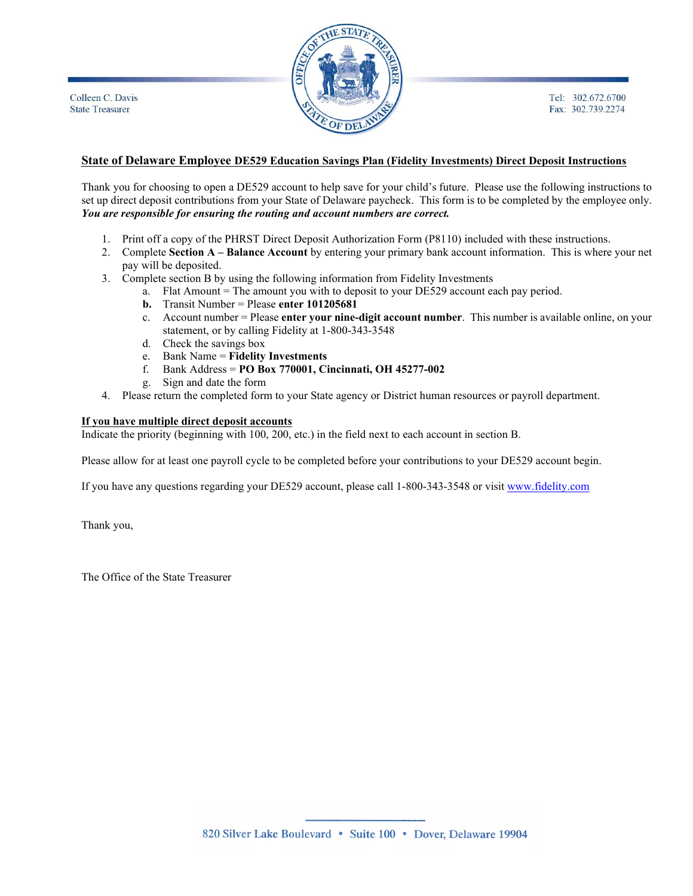Colleen C. Davis
State Treasurer

Tel: 302.672.6700
Fax: 302.739.2274

## State of Delaware Employee DE529 Education Savings Plan (Fidelity Investments) Direct Deposit Instructions

Thank you for choosing to open a DE529 account to help save for your child's future. Please use the following instructions to set up direct deposit contributions from your State of Delaware paycheck. This form is to be completed by the employee only. ***You are responsible for ensuring the routing and account numbers are correct.***

1. Print off a copy of the PHRST Direct Deposit Authorization Form (P8110) included with these instructions.
2. Complete **Section A – Balance Account** by entering your primary bank account information. This is where your net pay will be deposited.
3. Complete section B by using the following information from Fidelity Investments
   a. Flat Amount = The amount you with to deposit to your DE529 account each pay period.
   **b.** Transit Number = Please **enter 101205681**
   c. Account number = Please **enter your nine-digit account number**. This number is available online, on your statement, or by calling Fidelity at 1-800-343-3548
   d. Check the savings box
   e. Bank Name = **Fidelity Investments**
   f. Bank Address = **PO Box 770001, Cincinnati, OH 45277-002**
   g. Sign and date the form
4. Please return the completed form to your State agency or District human resources or payroll department.

**<u>If you have multiple direct deposit accounts</u>**
Indicate the priority (beginning with 100, 200, etc.) in the field next to each account in section B.

Please allow for at least one payroll cycle to be completed before your contributions to your DE529 account begin.

If you have any questions regarding your DE529 account, please call 1-800-343-3548 or visit www.fidelity.com

Thank you,

The Office of the State Treasurer

820 Silver Lake Boulevard • Suite 100 • Dover, Delaware 19904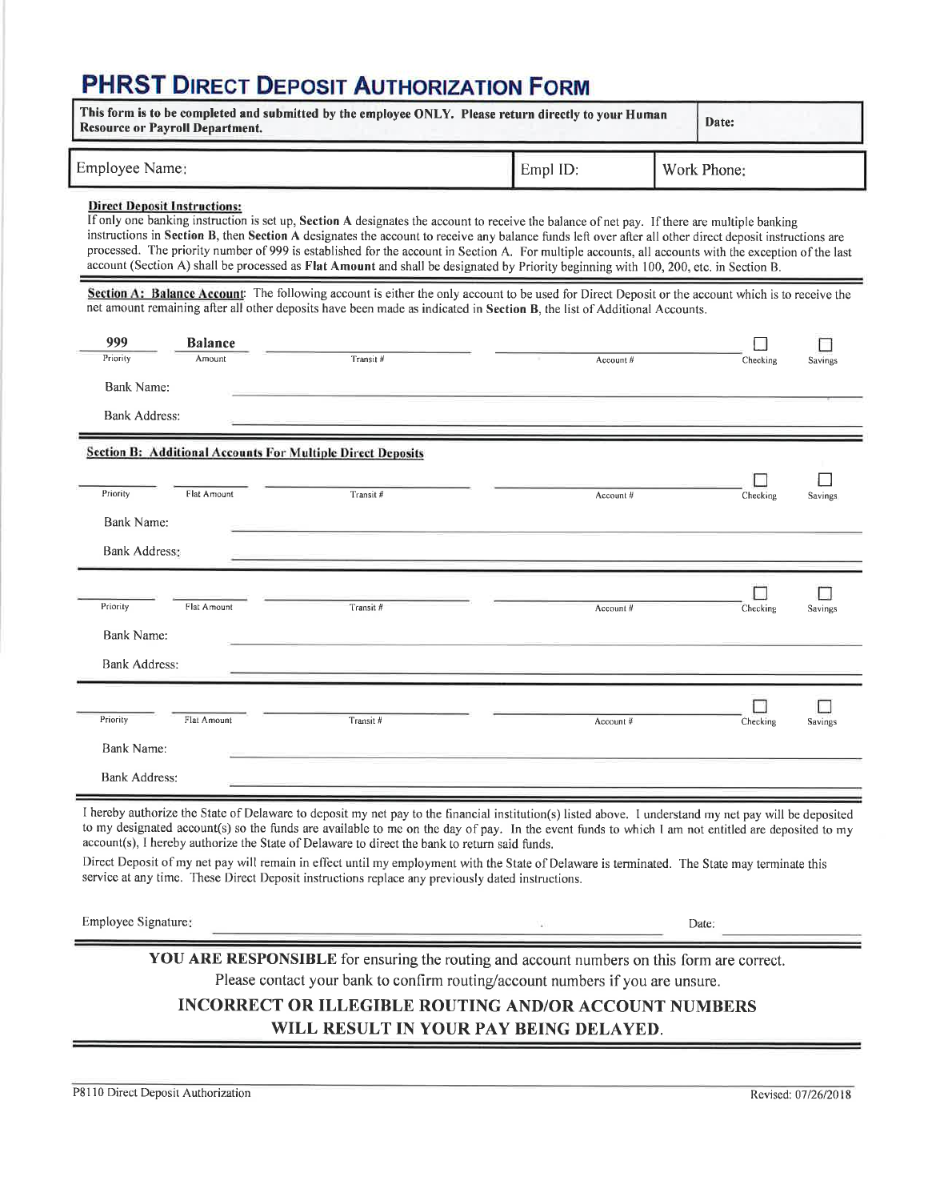# PHRST Direct Deposit Authorization Form

| This form is to be completed and submitted by the employee ONLY. Please return directly to your Human Resource or Payroll Department. | Date: |
|---|---|

| Employee Name: | Empl ID: | Work Phone: |
|---|---|---|

**Direct Deposit Instructions:**
If only one banking instruction is set up, **Section A** designates the account to receive the balance of net pay. If there are multiple banking instructions in **Section B**, then **Section A** designates the account to receive any balance funds left over after all other direct deposit instructions are processed. The priority number of 999 is established for the account in Section A. For multiple accounts, all accounts with the exception of the last account (Section A) shall be processed as **Flat Amount** and shall be designated by Priority beginning with 100, 200, etc. in Section B.

**Section A: Balance Account**: The following account is either the only account to be used for Direct Deposit or the account which is to receive the net amount remaining after all other deposits have been made as indicated in **Section B**, the list of Additional Accounts.

| Priority | Amount | Transit # | Account # | Checking | Savings |
|---|---|---|---|---|---|
| 999 | **Balance** | | | ☐ | ☐ |

Bank Name:

Bank Address:

**Section B: Additional Accounts For Multiple Direct Deposits**

| Priority | Flat Amount | Transit # | Account # | Checking | Savings |
|---|---|---|---|---|---|
| | | | | ☐ | ☐ |

Bank Name:

Bank Address:

| Priority | Flat Amount | Transit # | Account # | Checking | Savings |
|---|---|---|---|---|---|
| | | | | ☐ | ☐ |

Bank Name:

Bank Address:

| Priority | Flat Amount | Transit # | Account # | Checking | Savings |
|---|---|---|---|---|---|
| | | | | ☐ | ☐ |

Bank Name:

Bank Address:

I hereby authorize the State of Delaware to deposit my net pay to the financial institution(s) listed above. I understand my net pay will be deposited to my designated account(s) so the funds are available to me on the day of pay. In the event funds to which I am not entitled are deposited to my account(s), I hereby authorize the State of Delaware to direct the bank to return said funds.

Direct Deposit of my net pay will remain in effect until my employment with the State of Delaware is terminated. The State may terminate this service at any time. These Direct Deposit instructions replace any previously dated instructions.

Employee Signature: ______________________ Date: ____________

**YOU ARE RESPONSIBLE** for ensuring the routing and account numbers on this form are correct.
Please contact your bank to confirm routing/account numbers if you are unsure.

**INCORRECT OR ILLEGIBLE ROUTING AND/OR ACCOUNT NUMBERS WILL RESULT IN YOUR PAY BEING DELAYED.**

P8110 Direct Deposit Authorization — Revised: 07/26/2018